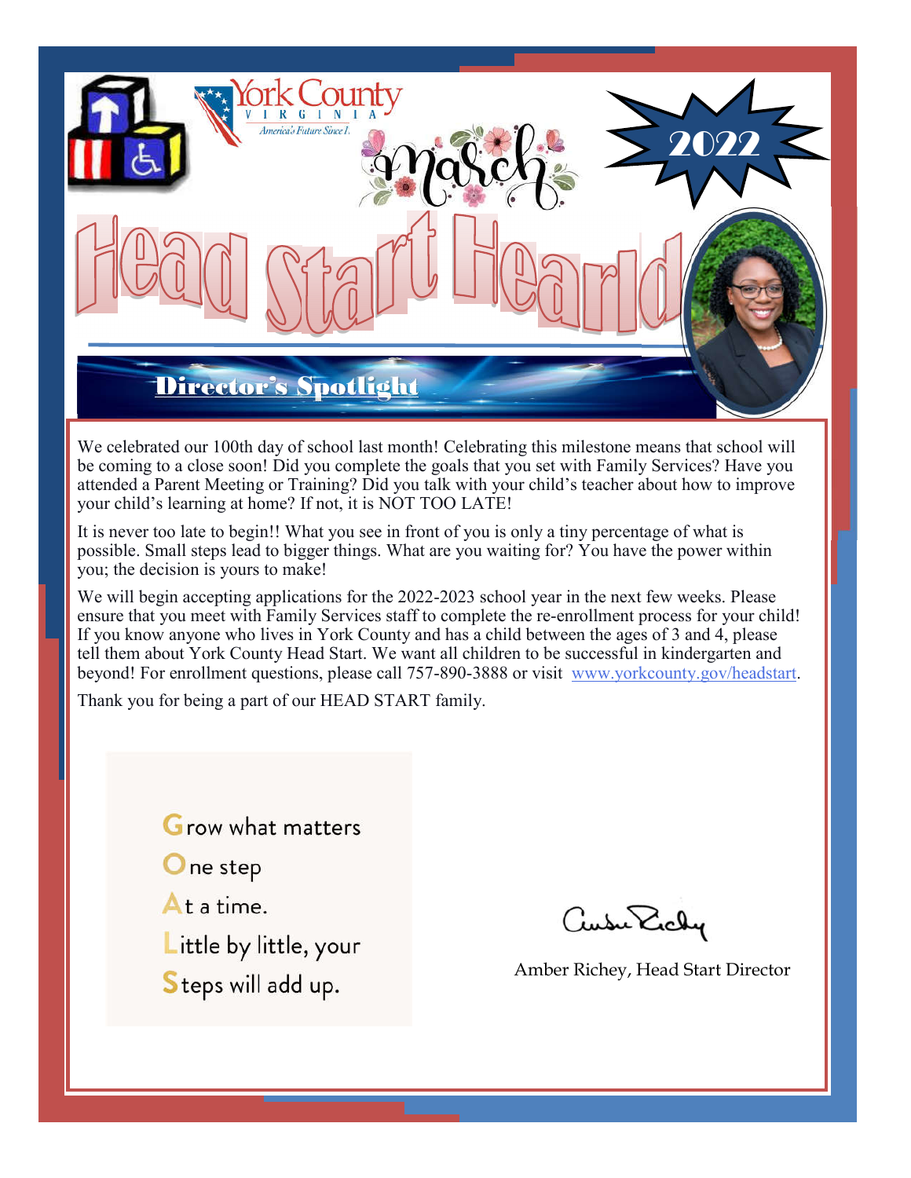York County
VIRGINIA
America's Future Since 1...

March

2022

# Head Start Herald

## Director's Spotlight

We celebrated our 100th day of school last month! Celebrating this milestone means that school will be coming to a close soon! Did you complete the goals that you set with Family Services? Have you attended a Parent Meeting or Training? Did you talk with your child's teacher about how to improve your child's learning at home? If not, it is NOT TOO LATE!

It is never too late to begin!! What you see in front of you is only a tiny percentage of what is possible. Small steps lead to bigger things. What are you waiting for? You have the power within you; the decision is yours to make!

We will begin accepting applications for the 2022-2023 school year in the next few weeks. Please ensure that you meet with Family Services staff to complete the re-enrollment process for your child! If you know anyone who lives in York County and has a child between the ages of 3 and 4, please tell them about York County Head Start. We want all children to be successful in kindergarten and beyond! For enrollment questions, please call 757-890-3888 or visit www.yorkcounty.gov/headstart.

Thank you for being a part of our HEAD START family.

**G**row what matters
**O**ne step
**A**t a time.
**L**ittle by little, your
**S**teps will add up.

Amber Richey, Head Start Director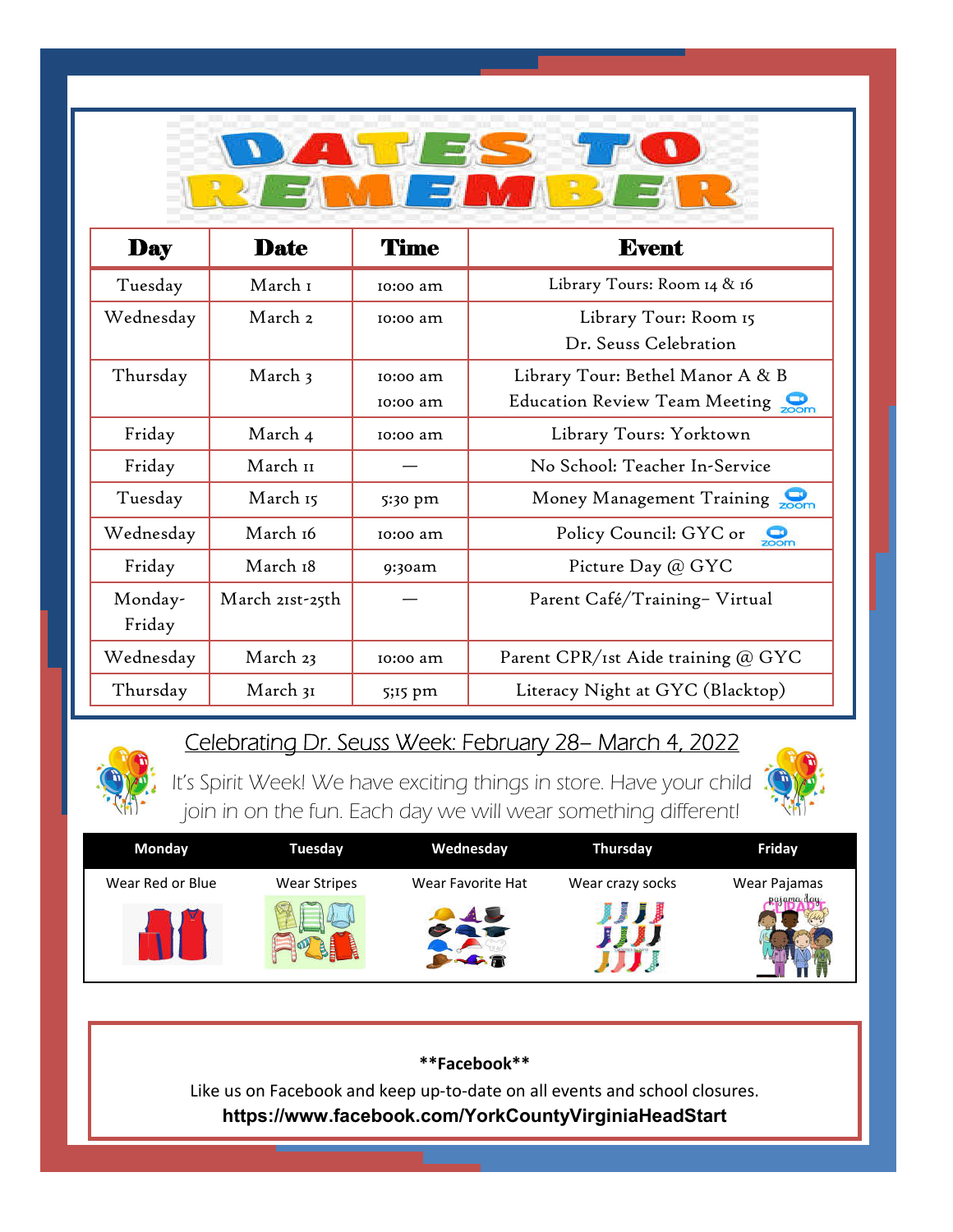# DATES TO REMEMBER

| Day | Date | Time | Event |
|---|---|---|---|
| Tuesday | March 1 | 10:00 am | Library Tours: Room 14 & 16 |
| Wednesday | March 2 | 10:00 am | Library Tour: Room 15<br>Dr. Seuss Celebration |
| Thursday | March 3 | 10:00 am<br>10:00 am | Library Tour: Bethel Manor A & B<br>Education Review Team Meeting zoom |
| Friday | March 4 | 10:00 am | Library Tours: Yorktown |
| Friday | March 11 | — | No School: Teacher In-Service |
| Tuesday | March 15 | 5:30 pm | Money Management Training zoom |
| Wednesday | March 16 | 10:00 am | Policy Council: GYC or zoom |
| Friday | March 18 | 9:30am | Picture Day @ GYC |
| Monday-Friday | March 21st-25th | — | Parent Café/Training– Virtual |
| Wednesday | March 23 | 10:00 am | Parent CPR/1st Aide training @ GYC |
| Thursday | March 31 | 5;15 pm | Literacy Night at GYC (Blacktop) |

## Celebrating Dr. Seuss Week: February 28– March 4, 2022

It's Spirit Week! We have exciting things in store. Have your child join in on the fun. Each day we will wear something different!

| Monday | Tuesday | Wednesday | Thursday | Friday |
|---|---|---|---|---|
| Wear Red or Blue | Wear Stripes | Wear Favorite Hat | Wear crazy socks | Wear Pajamas |

**\*\*Facebook\*\***

Like us on Facebook and keep up-to-date on all events and school closures.

**https://www.facebook.com/YorkCountyVirginiaHeadStart**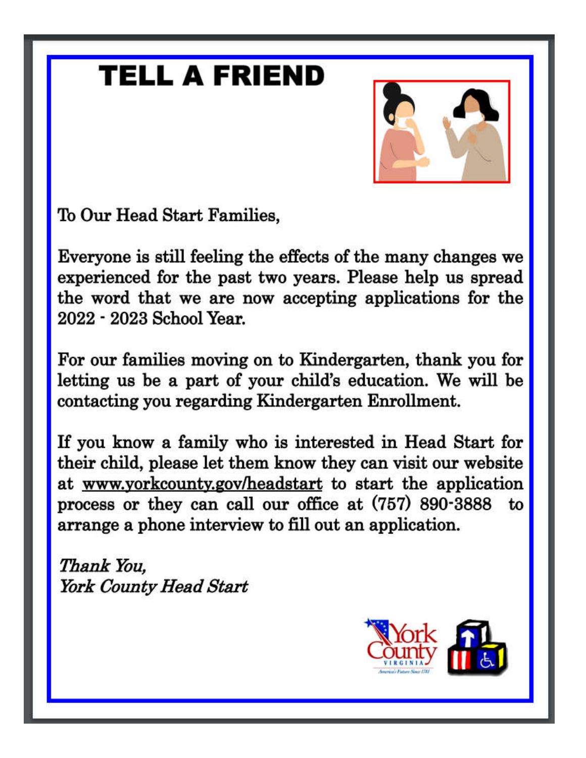# TELL A FRIEND

To Our Head Start Families,

Everyone is still feeling the effects of the many changes we experienced for the past two years. Please help us spread the word that we are now accepting applications for the 2022 - 2023 School Year.

For our families moving on to Kindergarten, thank you for letting us be a part of your child's education. We will be contacting you regarding Kindergarten Enrollment.

If you know a family who is interested in Head Start for their child, please let them know they can visit our website at www.yorkcounty.gov/headstart to start the application process or they can call our office at (757) 890-3888 to arrange a phone interview to fill out an application.

*Thank You,*
*York County Head Start*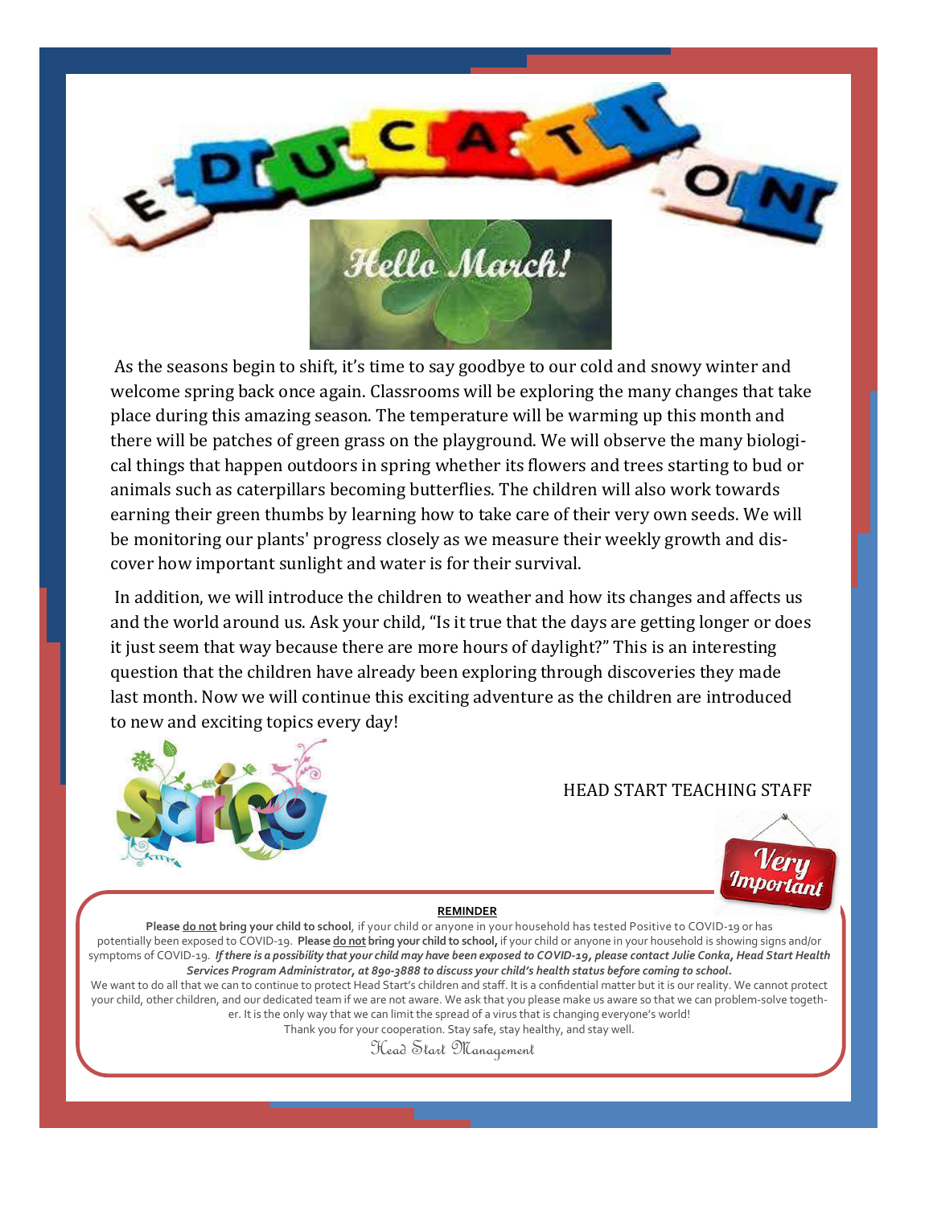# EDUCATION

## Hello March!

As the seasons begin to shift, it's time to say goodbye to our cold and snowy winter and welcome spring back once again. Classrooms will be exploring the many changes that take place during this amazing season. The temperature will be warming up this month and there will be patches of green grass on the playground. We will observe the many biological things that happen outdoors in spring whether its flowers and trees starting to bud or animals such as caterpillars becoming butterflies. The children will also work towards earning their green thumbs by learning how to take care of their very own seeds. We will be monitoring our plants' progress closely as we measure their weekly growth and discover how important sunlight and water is for their survival.

In addition, we will introduce the children to weather and how its changes and affects us and the world around us. Ask your child, "Is it true that the days are getting longer or does it just seem that way because there are more hours of daylight?" This is an interesting question that the children have already been exploring through discoveries they made last month. Now we will continue this exciting adventure as the children are introduced to new and exciting topics every day!

Spring

HEAD START TEACHING STAFF

**Very Important**

**REMINDER**

**Please do not bring your child to school**, if your child or anyone in your household has tested Positive to COVID-19 or has potentially been exposed to COVID-19. **Please do not bring your child to school,** if your child or anyone in your household is showing signs and/or symptoms of COVID-19. ***If there is a possibility that your child may have been exposed to COVID-19, please contact Julie Conka, Head Start Health Services Program Administrator, at 890-3888 to discuss your child's health status before coming to school.***

We want to do all that we can to continue to protect Head Start's children and staff. It is a confidential matter but it is our reality. We cannot protect your child, other children, and our dedicated team if we are not aware. We ask that you please make us aware so that we can problem-solve together. It is the only way that we can limit the spread of a virus that is changing everyone's world!

Thank you for your cooperation. Stay safe, stay healthy, and stay well.

*Head Start Management*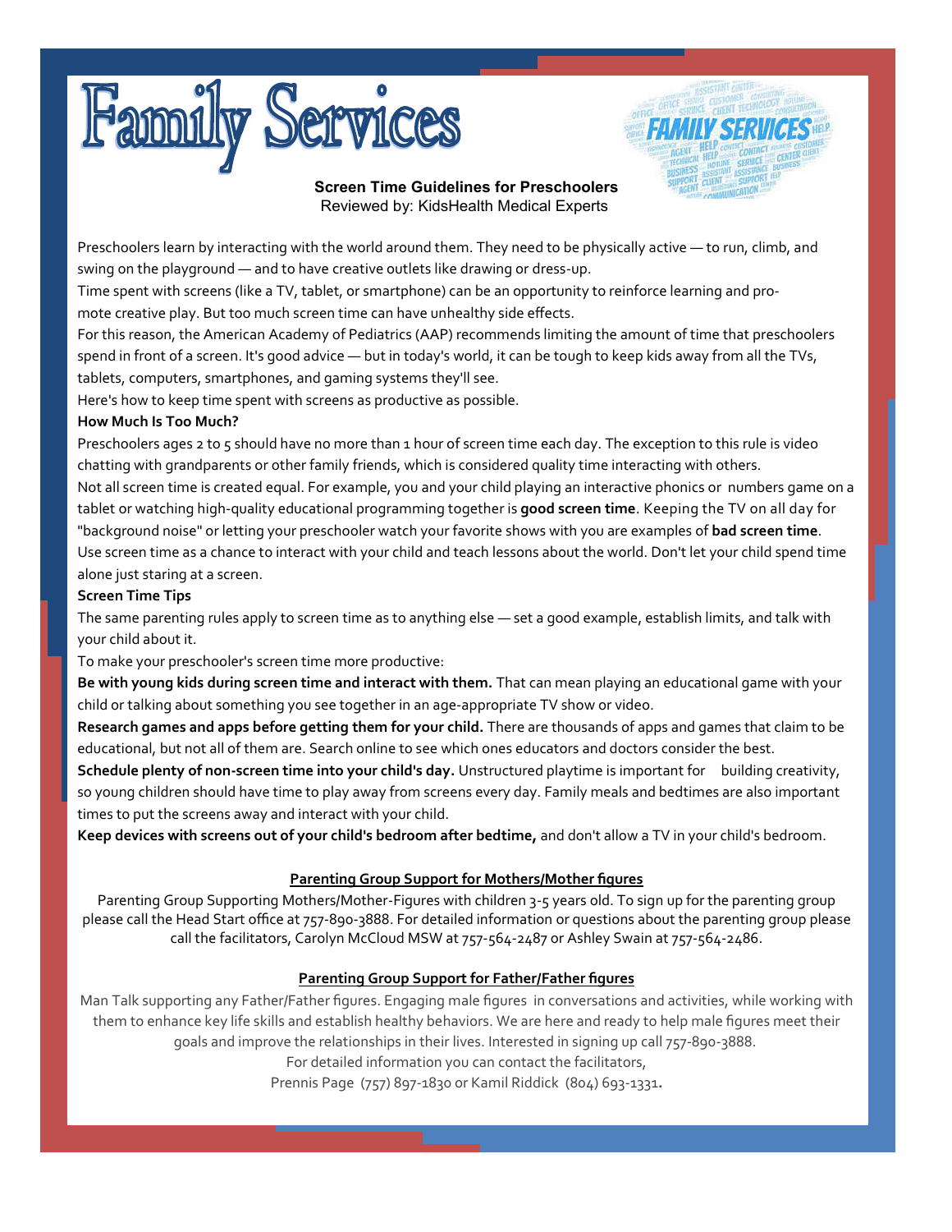# Family Services

**Screen Time Guidelines for Preschoolers**
Reviewed by: KidsHealth Medical Experts

Preschoolers learn by interacting with the world around them. They need to be physically active — to run, climb, and swing on the playground — and to have creative outlets like drawing or dress-up.

Time spent with screens (like a TV, tablet, or smartphone) can be an opportunity to reinforce learning and promote creative play. But too much screen time can have unhealthy side effects.

For this reason, the American Academy of Pediatrics (AAP) recommends limiting the amount of time that preschoolers spend in front of a screen. It's good advice — but in today's world, it can be tough to keep kids away from all the TVs, tablets, computers, smartphones, and gaming systems they'll see.

Here's how to keep time spent with screens as productive as possible.

**How Much Is Too Much?**

Preschoolers ages 2 to 5 should have no more than 1 hour of screen time each day. The exception to this rule is video chatting with grandparents or other family friends, which is considered quality time interacting with others.

Not all screen time is created equal. For example, you and your child playing an interactive phonics or numbers game on a tablet or watching high-quality educational programming together is **good screen time**. Keeping the TV on all day for "background noise" or letting your preschooler watch your favorite shows with you are examples of **bad screen time**.

Use screen time as a chance to interact with your child and teach lessons about the world. Don't let your child spend time alone just staring at a screen.

**Screen Time Tips**

The same parenting rules apply to screen time as to anything else — set a good example, establish limits, and talk with your child about it.

To make your preschooler's screen time more productive:

**Be with young kids during screen time and interact with them.** That can mean playing an educational game with your child or talking about something you see together in an age-appropriate TV show or video.

**Research games and apps before getting them for your child.** There are thousands of apps and games that claim to be educational, but not all of them are. Search online to see which ones educators and doctors consider the best.

**Schedule plenty of non-screen time into your child's day.** Unstructured playtime is important for building creativity, so young children should have time to play away from screens every day. Family meals and bedtimes are also important times to put the screens away and interact with your child.

**Keep devices with screens out of your child's bedroom after bedtime,** and don't allow a TV in your child's bedroom.

**Parenting Group Support for Mothers/Mother figures**

Parenting Group Supporting Mothers/Mother-Figures with children 3-5 years old. To sign up for the parenting group please call the Head Start office at 757-890-3888. For detailed information or questions about the parenting group please call the facilitators, Carolyn McCloud MSW at 757-564-2487 or Ashley Swain at 757-564-2486.

**Parenting Group Support for Father/Father figures**

Man Talk supporting any Father/Father figures. Engaging male figures in conversations and activities, while working with them to enhance key life skills and establish healthy behaviors. We are here and ready to help male figures meet their goals and improve the relationships in their lives. Interested in signing up call 757-890-3888.

For detailed information you can contact the facilitators,

Prennis Page (757) 897-1830 or Kamil Riddick (804) 693-1331.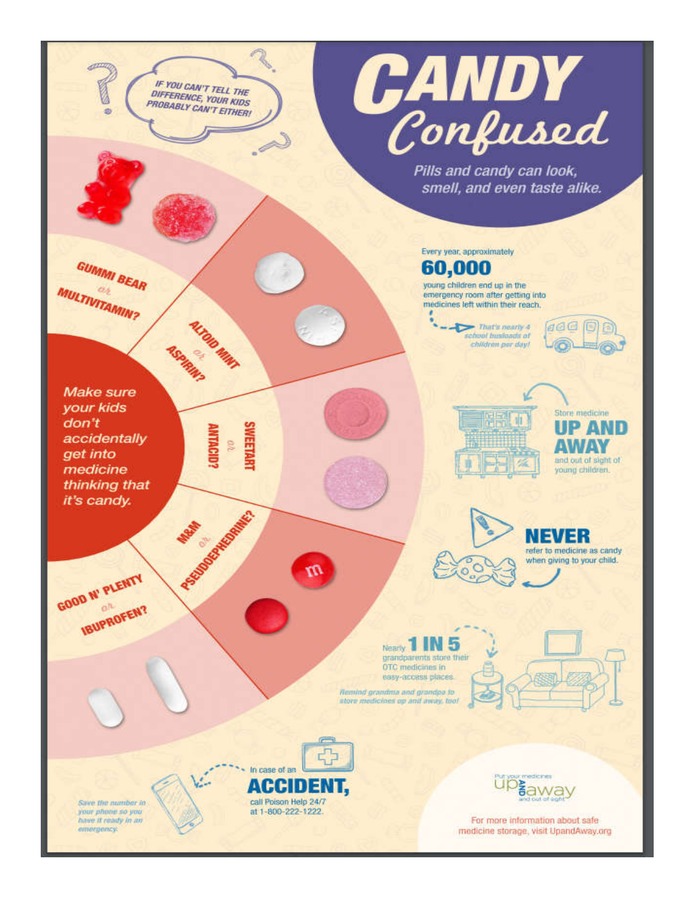# CANDY *Confused*

*Pills and candy can look, smell, and even taste alike.*

IF YOU CAN'T TELL THE DIFFERENCE, YOUR KIDS PROBABLY CAN'T EITHER!

**GUMMI BEAR** *or* **MULTIVITAMIN?**

**ALTOID MINT** *or* **ASPIRIN?**

**SWEETART** *or* **ANTACID?**

**M&M** *or* **PSEUDOEPHEDRINE?**

**GOOD N' PLENTY** *or* **IBUPROFEN?**

*Make sure your kids don't accidentally get into medicine thinking that it's candy.*

Every year, approximately **60,000** young children end up in the emergency room after getting into medicines left within their reach.

*That's nearly 4 school busloads of children per day!*

Store medicine **UP AND AWAY** and out of sight of young children.

**NEVER** refer to medicine as candy when giving to your child.

Nearly **1 IN 5** grandparents store their OTC medicines in easy-access places.

*Remind grandma and grandpa to store medicines up and away, too!*

In case of an **ACCIDENT,** call Poison Help 24/7 at 1-800-222-1222.

*Save the number in your phone so you have it ready in an emergency.*

Put your medicines up and away and out of sight

For more information about safe medicine storage, visit UpandAway.org